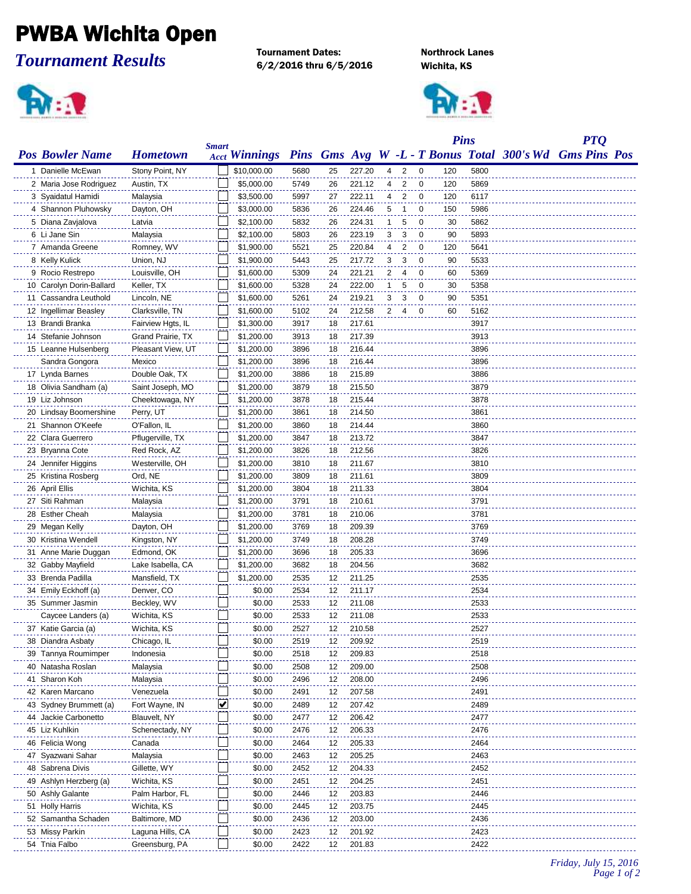# PWBA Wichita Open

## *Tournament Results*

**Tournament Dates:**
**6/2/2016 thru 6/5/2016**

**Northrock Lanes**
**Wichita, KS**

| Pos | Bowler Name | Hometown | Smart Acct | Winnings | Pins | Gms | Avg | W | L | T | Pins Bonus | Pins Total | 300's Wd | PTQ Gms | PTQ Pins | PTQ Pos |
|---|---|---|---|---|---|---|---|---|---|---|---|---|---|---|---|---|
| 1 | Danielle McEwan | Stony Point, NY | | $10,000.00 | 5680 | 25 | 227.20 | 4 | 2 | 0 | 120 | 5800 | | | | |
| 2 | Maria Jose Rodriguez | Austin, TX | | $5,000.00 | 5749 | 26 | 221.12 | 4 | 2 | 0 | 120 | 5869 | | | | |
| 3 | Syaidatul Hamidi | Malaysia | | $3,500.00 | 5997 | 27 | 222.11 | 4 | 2 | 0 | 120 | 6117 | | | | |
| 4 | Shannon Pluhowsky | Dayton, OH | | $3,000.00 | 5836 | 26 | 224.46 | 5 | 1 | 0 | 150 | 5986 | | | | |
| 5 | Diana Zavjalova | Latvia | | $2,100.00 | 5832 | 26 | 224.31 | 1 | 5 | 0 | 30 | 5862 | | | | |
| 6 | Li Jane Sin | Malaysia | | $2,100.00 | 5803 | 26 | 223.19 | 3 | 3 | 0 | 90 | 5893 | | | | |
| 7 | Amanda Greene | Romney, WV | | $1,900.00 | 5521 | 25 | 220.84 | 4 | 2 | 0 | 120 | 5641 | | | | |
| 8 | Kelly Kulick | Union, NJ | | $1,900.00 | 5443 | 25 | 217.72 | 3 | 3 | 0 | 90 | 5533 | | | | |
| 9 | Rocio Restrepo | Louisville, OH | | $1,600.00 | 5309 | 24 | 221.21 | 2 | 4 | 0 | 60 | 5369 | | | | |
| 10 | Carolyn Dorin-Ballard | Keller, TX | | $1,600.00 | 5328 | 24 | 222.00 | 1 | 5 | 0 | 30 | 5358 | | | | |
| 11 | Cassandra Leuthold | Lincoln, NE | | $1,600.00 | 5261 | 24 | 219.21 | 3 | 3 | 0 | 90 | 5351 | | | | |
| 12 | Ingellimar Beasley | Clarksville, TN | | $1,600.00 | 5102 | 24 | 212.58 | 2 | 4 | 0 | 60 | 5162 | | | | |
| 13 | Brandi Branka | Fairview Hgts, IL | | $1,300.00 | 3917 | 18 | 217.61 | | | | | 3917 | | | | |
| 14 | Stefanie Johnson | Grand Prairie, TX | | $1,200.00 | 3913 | 18 | 217.39 | | | | | 3913 | | | | |
| 15 | Leanne Hulsenberg | Pleasant View, UT | | $1,200.00 | 3896 | 18 | 216.44 | | | | | 3896 | | | | |
| | Sandra Gongora | Mexico | | $1,200.00 | 3896 | 18 | 216.44 | | | | | 3896 | | | | |
| 17 | Lynda Barnes | Double Oak, TX | | $1,200.00 | 3886 | 18 | 215.89 | | | | | 3886 | | | | |
| 18 | Olivia Sandham (a) | Saint Joseph, MO | | $1,200.00 | 3879 | 18 | 215.50 | | | | | 3879 | | | | |
| 19 | Liz Johnson | Cheektowaga, NY | | $1,200.00 | 3878 | 18 | 215.44 | | | | | 3878 | | | | |
| 20 | Lindsay Boomershine | Perry, UT | | $1,200.00 | 3861 | 18 | 214.50 | | | | | 3861 | | | | |
| 21 | Shannon O'Keefe | O'Fallon, IL | | $1,200.00 | 3860 | 18 | 214.44 | | | | | 3860 | | | | |
| 22 | Clara Guerrero | Pflugerville, TX | | $1,200.00 | 3847 | 18 | 213.72 | | | | | 3847 | | | | |
| 23 | Bryanna Cote | Red Rock, AZ | | $1,200.00 | 3826 | 18 | 212.56 | | | | | 3826 | | | | |
| 24 | Jennifer Higgins | Westerville, OH | | $1,200.00 | 3810 | 18 | 211.67 | | | | | 3810 | | | | |
| 25 | Kristina Rosberg | Ord, NE | | $1,200.00 | 3809 | 18 | 211.61 | | | | | 3809 | | | | |
| 26 | April Ellis | Wichita, KS | | $1,200.00 | 3804 | 18 | 211.33 | | | | | 3804 | | | | |
| 27 | Siti Rahman | Malaysia | | $1,200.00 | 3791 | 18 | 210.61 | | | | | 3791 | | | | |
| 28 | Esther Cheah | Malaysia | | $1,200.00 | 3781 | 18 | 210.06 | | | | | 3781 | | | | |
| 29 | Megan Kelly | Dayton, OH | | $1,200.00 | 3769 | 18 | 209.39 | | | | | 3769 | | | | |
| 30 | Kristina Wendell | Kingston, NY | | $1,200.00 | 3749 | 18 | 208.28 | | | | | 3749 | | | | |
| 31 | Anne Marie Duggan | Edmond, OK | | $1,200.00 | 3696 | 18 | 205.33 | | | | | 3696 | | | | |
| 32 | Gabby Mayfield | Lake Isabella, CA | | $1,200.00 | 3682 | 18 | 204.56 | | | | | 3682 | | | | |
| 33 | Brenda Padilla | Mansfield, TX | | $1,200.00 | 2535 | 12 | 211.25 | | | | | 2535 | | | | |
| 34 | Emily Eckhoff (a) | Denver, CO | | $0.00 | 2534 | 12 | 211.17 | | | | | 2534 | | | | |
| 35 | Summer Jasmin | Beckley, WV | | $0.00 | 2533 | 12 | 211.08 | | | | | 2533 | | | | |
| | Caycee Landers (a) | Wichita, KS | | $0.00 | 2533 | 12 | 211.08 | | | | | 2533 | | | | |
| 37 | Katie Garcia (a) | Wichita, KS | | $0.00 | 2527 | 12 | 210.58 | | | | | 2527 | | | | |
| 38 | Diandra Asbaty | Chicago, IL | | $0.00 | 2519 | 12 | 209.92 | | | | | 2519 | | | | |
| 39 | Tannya Roumimper | Indonesia | | $0.00 | 2518 | 12 | 209.83 | | | | | 2518 | | | | |
| 40 | Natasha Roslan | Malaysia | | $0.00 | 2508 | 12 | 209.00 | | | | | 2508 | | | | |
| 41 | Sharon Koh | Malaysia | | $0.00 | 2496 | 12 | 208.00 | | | | | 2496 | | | | |
| 42 | Karen Marcano | Venezuela | | $0.00 | 2491 | 12 | 207.58 | | | | | 2491 | | | | |
| 43 | Sydney Brummett (a) | Fort Wayne, IN | ✔ | $0.00 | 2489 | 12 | 207.42 | | | | | 2489 | | | | |
| 44 | Jackie Carbonetto | Blauvelt, NY | | $0.00 | 2477 | 12 | 206.42 | | | | | 2477 | | | | |
| 45 | Liz Kuhlkin | Schenectady, NY | | $0.00 | 2476 | 12 | 206.33 | | | | | 2476 | | | | |
| 46 | Felicia Wong | Canada | | $0.00 | 2464 | 12 | 205.33 | | | | | 2464 | | | | |
| 47 | Syazwani Sahar | Malaysia | | $0.00 | 2463 | 12 | 205.25 | | | | | 2463 | | | | |
| 48 | Sabrena Divis | Gillette, WY | | $0.00 | 2452 | 12 | 204.33 | | | | | 2452 | | | | |
| 49 | Ashlyn Herzberg (a) | Wichita, KS | | $0.00 | 2451 | 12 | 204.25 | | | | | 2451 | | | | |
| 50 | Ashly Galante | Palm Harbor, FL | | $0.00 | 2446 | 12 | 203.83 | | | | | 2446 | | | | |
| 51 | Holly Harris | Wichita, KS | | $0.00 | 2445 | 12 | 203.75 | | | | | 2445 | | | | |
| 52 | Samantha Schaden | Baltimore, MD | | $0.00 | 2436 | 12 | 203.00 | | | | | 2436 | | | | |
| 53 | Missy Parkin | Laguna Hills, CA | | $0.00 | 2423 | 12 | 201.92 | | | | | 2423 | | | | |
| 54 | Tnia Falbo | Greensburg, PA | | $0.00 | 2422 | 12 | 201.83 | | | | | 2422 | | | | |

*Friday, July 15, 2016*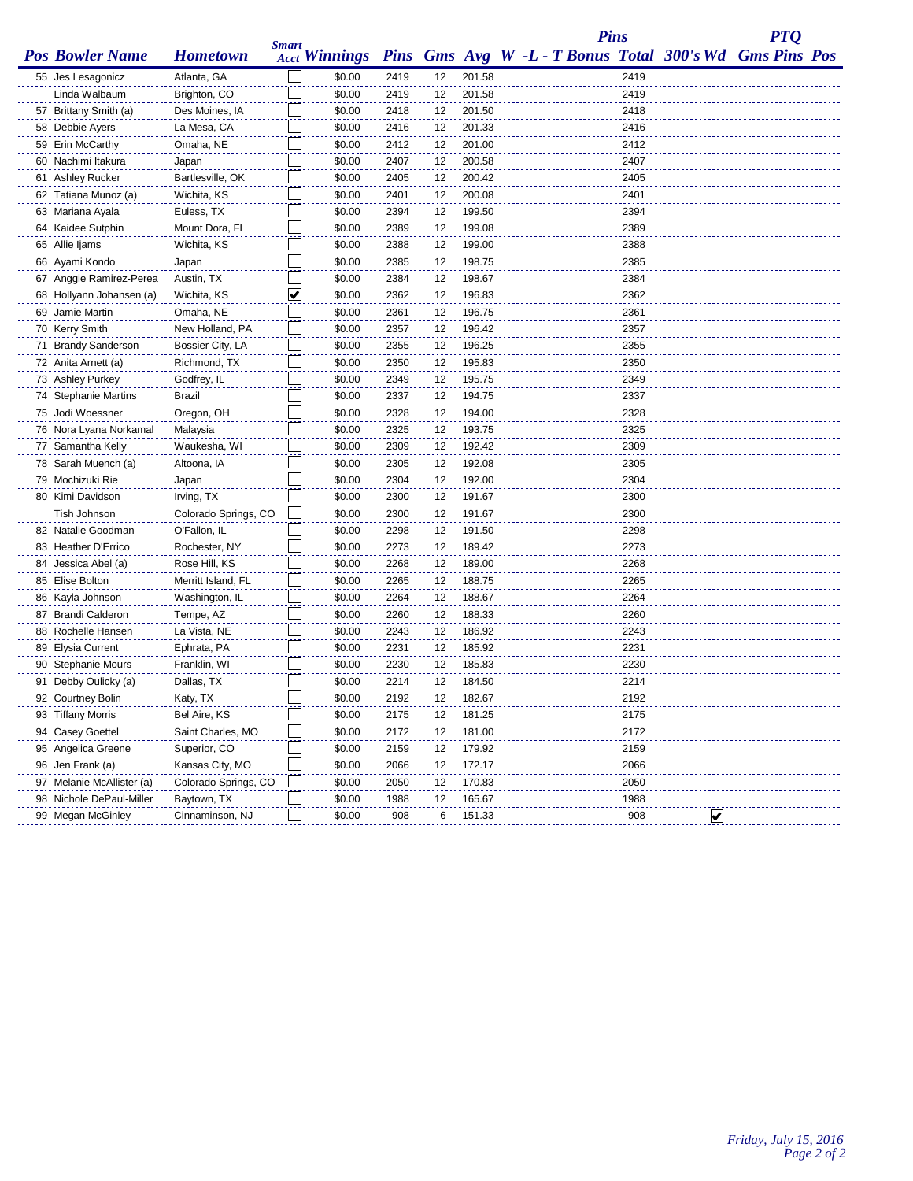| Pos | Bowler Name | Hometown | Smart Acct | Winnings | Pins | Gms | Avg | W -L - T | Pins Bonus | Pins Total | 300's | Wd | PTQ Gms | PTQ Pins | PTQ Pos |
|---|---|---|---|---|---|---|---|---|---|---|---|---|---|---|---|
| 55 | Jes Lesagonicz | Atlanta, GA | | $0.00 | 2419 | 12 | 201.58 | | | 2419 | | | | | |
| | Linda Walbaum | Brighton, CO | | $0.00 | 2419 | 12 | 201.58 | | | 2419 | | | | | |
| 57 | Brittany Smith (a) | Des Moines, IA | | $0.00 | 2418 | 12 | 201.50 | | | 2418 | | | | | |
| 58 | Debbie Ayers | La Mesa, CA | | $0.00 | 2416 | 12 | 201.33 | | | 2416 | | | | | |
| 59 | Erin McCarthy | Omaha, NE | | $0.00 | 2412 | 12 | 201.00 | | | 2412 | | | | | |
| 60 | Nachimi Itakura | Japan | | $0.00 | 2407 | 12 | 200.58 | | | 2407 | | | | | |
| 61 | Ashley Rucker | Bartlesville, OK | | $0.00 | 2405 | 12 | 200.42 | | | 2405 | | | | | |
| 62 | Tatiana Munoz (a) | Wichita, KS | | $0.00 | 2401 | 12 | 200.08 | | | 2401 | | | | | |
| 63 | Mariana Ayala | Euless, TX | | $0.00 | 2394 | 12 | 199.50 | | | 2394 | | | | | |
| 64 | Kaidee Sutphin | Mount Dora, FL | | $0.00 | 2389 | 12 | 199.08 | | | 2389 | | | | | |
| 65 | Allie Ijams | Wichita, KS | | $0.00 | 2388 | 12 | 199.00 | | | 2388 | | | | | |
| 66 | Ayami Kondo | Japan | | $0.00 | 2385 | 12 | 198.75 | | | 2385 | | | | | |
| 67 | Anggie Ramirez-Perea | Austin, TX | | $0.00 | 2384 | 12 | 198.67 | | | 2384 | | | | | |
| 68 | Hollyann Johansen (a) | Wichita, KS | ✔ | $0.00 | 2362 | 12 | 196.83 | | | 2362 | | | | | |
| 69 | Jamie Martin | Omaha, NE | | $0.00 | 2361 | 12 | 196.75 | | | 2361 | | | | | |
| 70 | Kerry Smith | New Holland, PA | | $0.00 | 2357 | 12 | 196.42 | | | 2357 | | | | | |
| 71 | Brandy Sanderson | Bossier City, LA | | $0.00 | 2355 | 12 | 196.25 | | | 2355 | | | | | |
| 72 | Anita Arnett (a) | Richmond, TX | | $0.00 | 2350 | 12 | 195.83 | | | 2350 | | | | | |
| 73 | Ashley Purkey | Godfrey, IL | | $0.00 | 2349 | 12 | 195.75 | | | 2349 | | | | | |
| 74 | Stephanie Martins | Brazil | | $0.00 | 2337 | 12 | 194.75 | | | 2337 | | | | | |
| 75 | Jodi Woessner | Oregon, OH | | $0.00 | 2328 | 12 | 194.00 | | | 2328 | | | | | |
| 76 | Nora Lyana Norkamal | Malaysia | | $0.00 | 2325 | 12 | 193.75 | | | 2325 | | | | | |
| 77 | Samantha Kelly | Waukesha, WI | | $0.00 | 2309 | 12 | 192.42 | | | 2309 | | | | | |
| 78 | Sarah Muench (a) | Altoona, IA | | $0.00 | 2305 | 12 | 192.08 | | | 2305 | | | | | |
| 79 | Mochizuki Rie | Japan | | $0.00 | 2304 | 12 | 192.00 | | | 2304 | | | | | |
| 80 | Kimi Davidson | Irving, TX | | $0.00 | 2300 | 12 | 191.67 | | | 2300 | | | | | |
| | Tish Johnson | Colorado Springs, CO | | $0.00 | 2300 | 12 | 191.67 | | | 2300 | | | | | |
| 82 | Natalie Goodman | O'Fallon, IL | | $0.00 | 2298 | 12 | 191.50 | | | 2298 | | | | | |
| 83 | Heather D'Errico | Rochester, NY | | $0.00 | 2273 | 12 | 189.42 | | | 2273 | | | | | |
| 84 | Jessica Abel (a) | Rose Hill, KS | | $0.00 | 2268 | 12 | 189.00 | | | 2268 | | | | | |
| 85 | Elise Bolton | Merritt Island, FL | | $0.00 | 2265 | 12 | 188.75 | | | 2265 | | | | | |
| 86 | Kayla Johnson | Washington, IL | | $0.00 | 2264 | 12 | 188.67 | | | 2264 | | | | | |
| 87 | Brandi Calderon | Tempe, AZ | | $0.00 | 2260 | 12 | 188.33 | | | 2260 | | | | | |
| 88 | Rochelle Hansen | La Vista, NE | | $0.00 | 2243 | 12 | 186.92 | | | 2243 | | | | | |
| 89 | Elysia Current | Ephrata, PA | | $0.00 | 2231 | 12 | 185.92 | | | 2231 | | | | | |
| 90 | Stephanie Mours | Franklin, WI | | $0.00 | 2230 | 12 | 185.83 | | | 2230 | | | | | |
| 91 | Debby Oulicky (a) | Dallas, TX | | $0.00 | 2214 | 12 | 184.50 | | | 2214 | | | | | |
| 92 | Courtney Bolin | Katy, TX | | $0.00 | 2192 | 12 | 182.67 | | | 2192 | | | | | |
| 93 | Tiffany Morris | Bel Aire, KS | | $0.00 | 2175 | 12 | 181.25 | | | 2175 | | | | | |
| 94 | Casey Goettel | Saint Charles, MO | | $0.00 | 2172 | 12 | 181.00 | | | 2172 | | | | | |
| 95 | Angelica Greene | Superior, CO | | $0.00 | 2159 | 12 | 179.92 | | | 2159 | | | | | |
| 96 | Jen Frank (a) | Kansas City, MO | | $0.00 | 2066 | 12 | 172.17 | | | 2066 | | | | | |
| 97 | Melanie McAllister (a) | Colorado Springs, CO | | $0.00 | 2050 | 12 | 170.83 | | | 2050 | | | | | |
| 98 | Nichole DePaul-Miller | Baytown, TX | | $0.00 | 1988 | 12 | 165.67 | | | 1988 | | | | | |
| 99 | Megan McGinley | Cinnaminson, NJ | | $0.00 | 908 | 6 | 151.33 | | | 908 | | ✔ | | | |